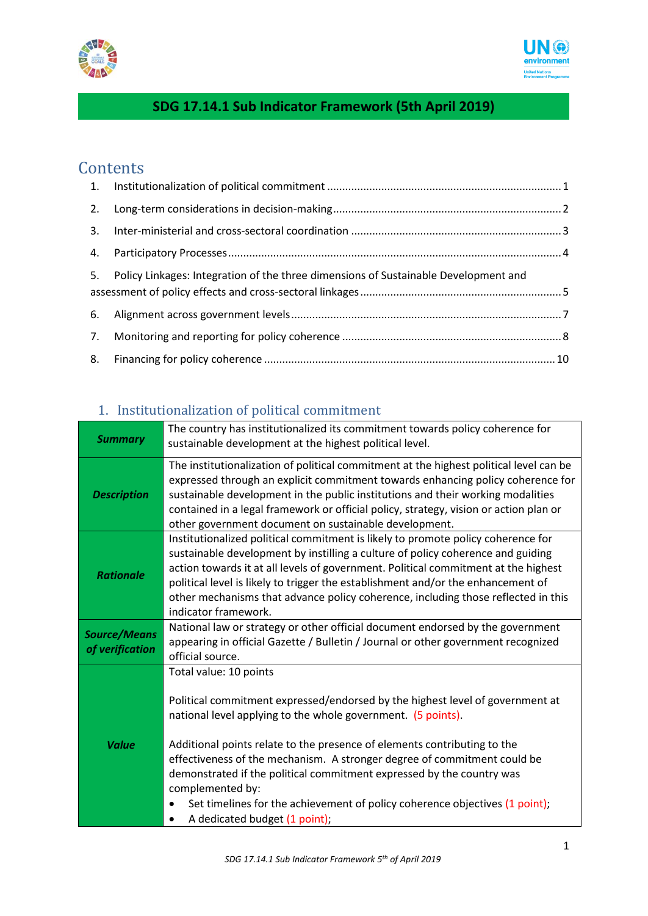# SDG 17.14.1 Sub Indicator Framework (5th April 2019)

## Contents

1. Institutionalization of political commitment ............................................................................ 1
2. Long-term considerations in decision-making.......................................................................... 2
3. Inter-ministerial and cross-sectoral coordination .................................................................... 3
4. Participatory Processes............................................................................................................ 4
5. Policy Linkages: Integration of the three dimensions of Sustainable Development and assessment of policy effects and cross-sectoral linkages.................................................................. 5
6. Alignment across government levels....................................................................................... 7
7. Monitoring and reporting for policy coherence ....................................................................... 8
8. Financing for policy coherence ............................................................................................... 10

## 1. Institutionalization of political commitment

| | |
|---|---|
| ***Summary*** | The country has institutionalized its commitment towards policy coherence for sustainable development at the highest political level. |
| ***Description*** | The institutionalization of political commitment at the highest political level can be expressed through an explicit commitment towards enhancing policy coherence for sustainable development in the public institutions and their working modalities contained in a legal framework or official policy, strategy, vision or action plan or other government document on sustainable development. |
| ***Rationale*** | Institutionalized political commitment is likely to promote policy coherence for sustainable development by instilling a culture of policy coherence and guiding action towards it at all levels of government. Political commitment at the highest political level is likely to trigger the establishment and/or the enhancement of other mechanisms that advance policy coherence, including those reflected in this indicator framework. |
| ***Source/Means of verification*** | National law or strategy or other official document endorsed by the government appearing in official Gazette / Bulletin / Journal or other government recognized official source. |
| ***Value*** | Total value: 10 points<br><br>Political commitment expressed/endorsed by the highest level of government at national level applying to the whole government. (5 points).<br><br>Additional points relate to the presence of elements contributing to the effectiveness of the mechanism. A stronger degree of commitment could be demonstrated if the political commitment expressed by the country was complemented by:<br>• Set timelines for the achievement of policy coherence objectives (1 point);<br>• A dedicated budget (1 point); |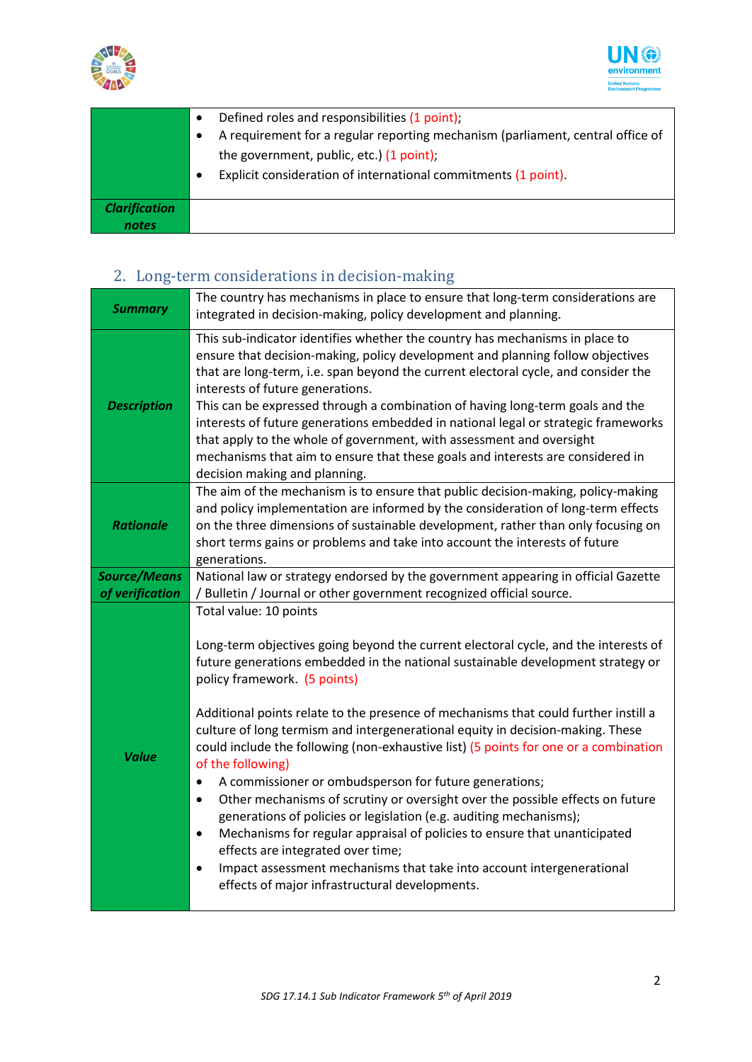| | |
|---|---|
| | • Defined roles and responsibilities (1 point);<br>• A requirement for a regular reporting mechanism (parliament, central office of the government, public, etc.) (1 point);<br>• Explicit consideration of international commitments (1 point). |
| ***Clarification notes*** | |

## 2. Long-term considerations in decision-making

| | |
|---|---|
| ***Summary*** | The country has mechanisms in place to ensure that long-term considerations are integrated in decision-making, policy development and planning. |
| ***Description*** | This sub-indicator identifies whether the country has mechanisms in place to ensure that decision-making, policy development and planning follow objectives that are long-term, i.e. span beyond the current electoral cycle, and consider the interests of future generations.<br>This can be expressed through a combination of having long-term goals and the interests of future generations embedded in national legal or strategic frameworks that apply to the whole of government, with assessment and oversight mechanisms that aim to ensure that these goals and interests are considered in decision making and planning. |
| ***Rationale*** | The aim of the mechanism is to ensure that public decision-making, policy-making and policy implementation are informed by the consideration of long-term effects on the three dimensions of sustainable development, rather than only focusing on short terms gains or problems and take into account the interests of future generations. |
| ***Source/Means of verification*** | National law or strategy endorsed by the government appearing in official Gazette / Bulletin / Journal or other government recognized official source. |
| ***Value*** | Total value: 10 points<br><br>Long-term objectives going beyond the current electoral cycle, and the interests of future generations embedded in the national sustainable development strategy or policy framework. (5 points)<br><br>Additional points relate to the presence of mechanisms that could further instill a culture of long termism and intergenerational equity in decision-making. These could include the following (non-exhaustive list) (5 points for one or a combination of the following)<br>• A commissioner or ombudsperson for future generations;<br>• Other mechanisms of scrutiny or oversight over the possible effects on future generations of policies or legislation (e.g. auditing mechanisms);<br>• Mechanisms for regular appraisal of policies to ensure that unanticipated effects are integrated over time;<br>• Impact assessment mechanisms that take into account intergenerational effects of major infrastructural developments. |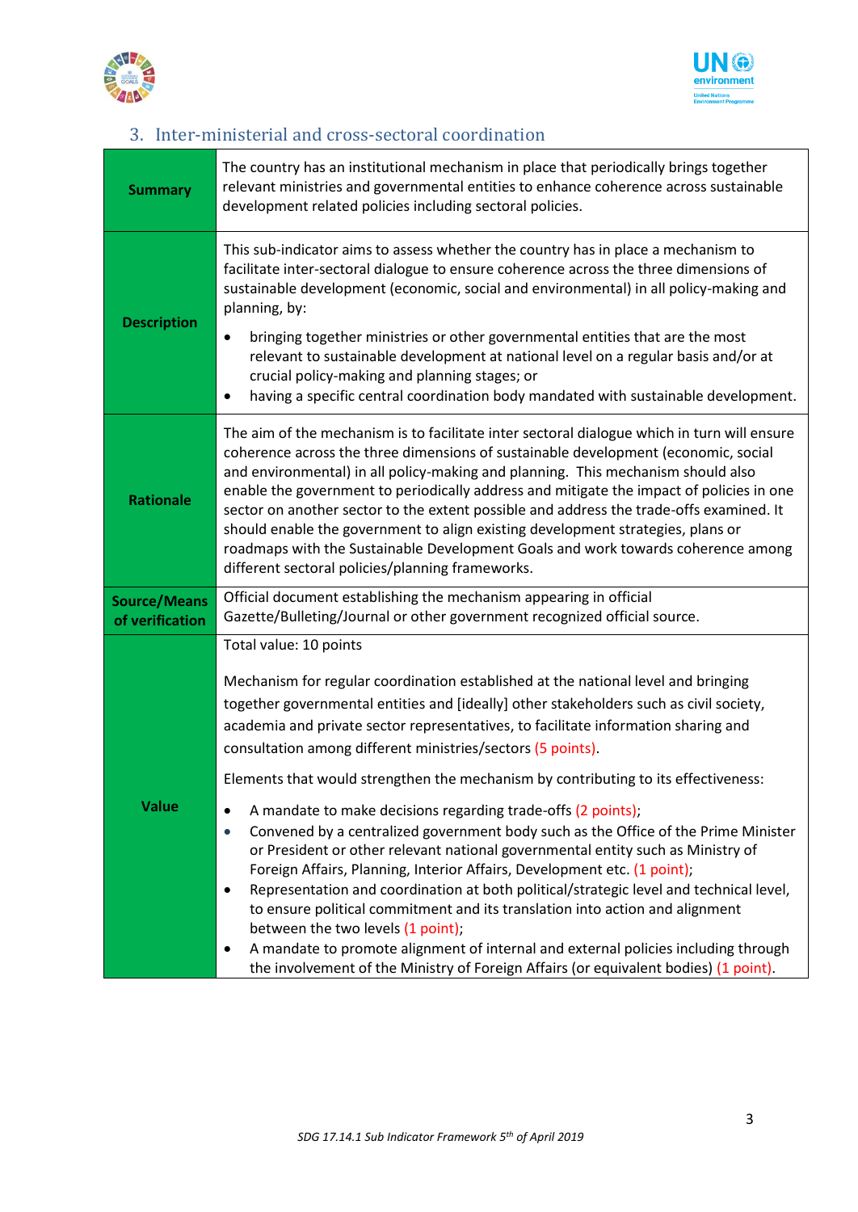## 3. Inter-ministerial and cross-sectoral coordination

| | |
|---|---|
| **Summary** | The country has an institutional mechanism in place that periodically brings together relevant ministries and governmental entities to enhance coherence across sustainable development related policies including sectoral policies. |
| **Description** | This sub-indicator aims to assess whether the country has in place a mechanism to facilitate inter-sectoral dialogue to ensure coherence across the three dimensions of sustainable development (economic, social and environmental) in all policy-making and planning, by:<br>• bringing together ministries or other governmental entities that are the most relevant to sustainable development at national level on a regular basis and/or at crucial policy-making and planning stages; or<br>• having a specific central coordination body mandated with sustainable development. |
| **Rationale** | The aim of the mechanism is to facilitate inter sectoral dialogue which in turn will ensure coherence across the three dimensions of sustainable development (economic, social and environmental) in all policy-making and planning. This mechanism should also enable the government to periodically address and mitigate the impact of policies in one sector on another sector to the extent possible and address the trade-offs examined. It should enable the government to align existing development strategies, plans or roadmaps with the Sustainable Development Goals and work towards coherence among different sectoral policies/planning frameworks. |
| **Source/Means of verification** | Official document establishing the mechanism appearing in official Gazette/Bulleting/Journal or other government recognized official source. |
| **Value** | Total value: 10 points<br><br>Mechanism for regular coordination established at the national level and bringing together governmental entities and [ideally] other stakeholders such as civil society, academia and private sector representatives, to facilitate information sharing and consultation among different ministries/sectors (5 points).<br><br>Elements that would strengthen the mechanism by contributing to its effectiveness:<br>• A mandate to make decisions regarding trade-offs (2 points);<br>• Convened by a centralized government body such as the Office of the Prime Minister or President or other relevant national governmental entity such as Ministry of Foreign Affairs, Planning, Interior Affairs, Development etc. (1 point);<br>• Representation and coordination at both political/strategic level and technical level, to ensure political commitment and its translation into action and alignment between the two levels (1 point);<br>• A mandate to promote alignment of internal and external policies including through the involvement of the Ministry of Foreign Affairs (or equivalent bodies) (1 point). |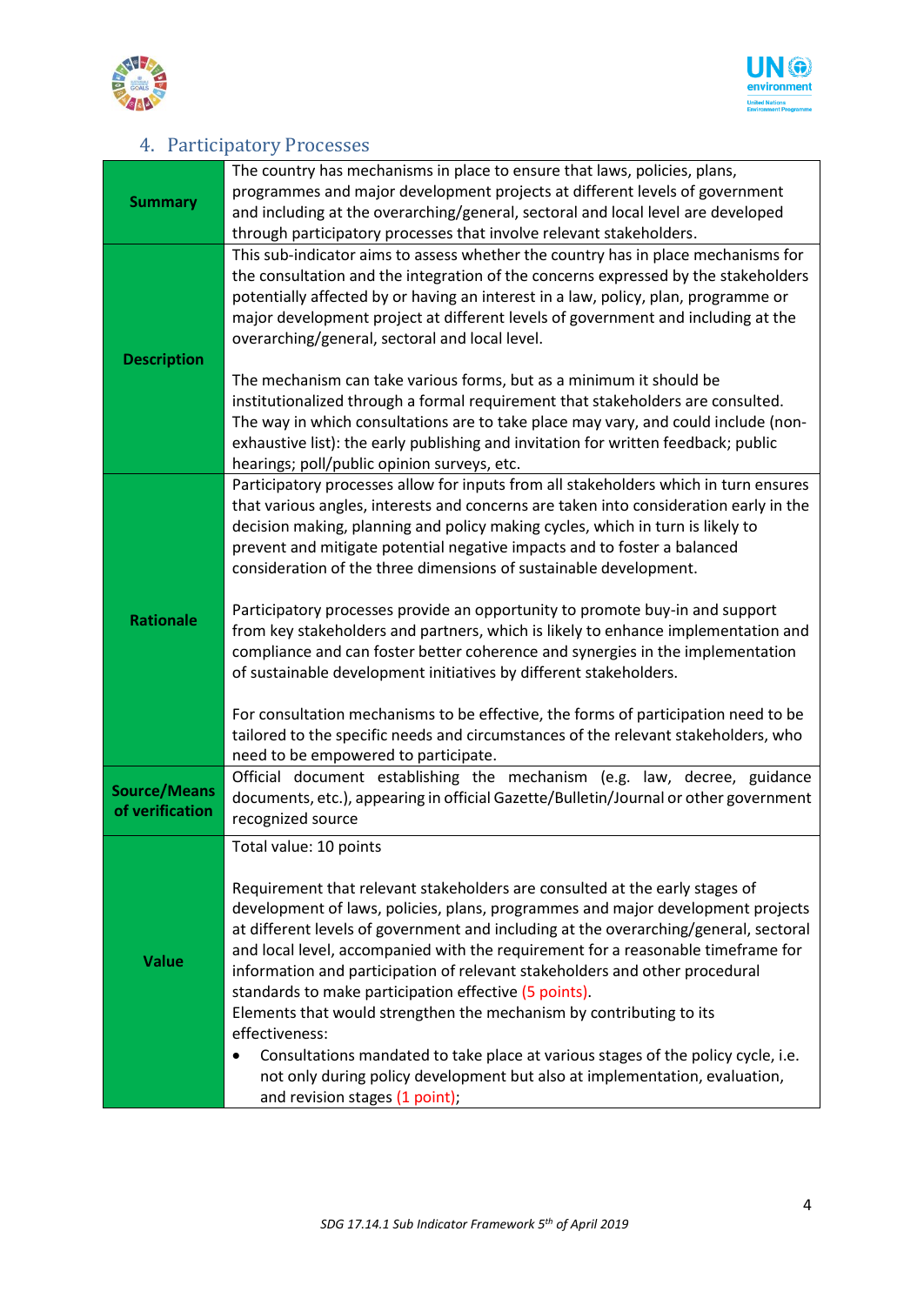## 4. Participatory Processes

| | |
|---|---|
| **Summary** | The country has mechanisms in place to ensure that laws, policies, plans, programmes and major development projects at different levels of government and including at the overarching/general, sectoral and local level are developed through participatory processes that involve relevant stakeholders. |
| **Description** | This sub-indicator aims to assess whether the country has in place mechanisms for the consultation and the integration of the concerns expressed by the stakeholders potentially affected by or having an interest in a law, policy, plan, programme or major development project at different levels of government and including at the overarching/general, sectoral and local level.<br><br>The mechanism can take various forms, but as a minimum it should be institutionalized through a formal requirement that stakeholders are consulted. The way in which consultations are to take place may vary, and could include (non-exhaustive list): the early publishing and invitation for written feedback; public hearings; poll/public opinion surveys, etc. |
| **Rationale** | Participatory processes allow for inputs from all stakeholders which in turn ensures that various angles, interests and concerns are taken into consideration early in the decision making, planning and policy making cycles, which in turn is likely to prevent and mitigate potential negative impacts and to foster a balanced consideration of the three dimensions of sustainable development.<br><br>Participatory processes provide an opportunity to promote buy-in and support from key stakeholders and partners, which is likely to enhance implementation and compliance and can foster better coherence and synergies in the implementation of sustainable development initiatives by different stakeholders.<br><br>For consultation mechanisms to be effective, the forms of participation need to be tailored to the specific needs and circumstances of the relevant stakeholders, who need to be empowered to participate. |
| **Source/Means of verification** | Official document establishing the mechanism (e.g. law, decree, guidance documents, etc.), appearing in official Gazette/Bulletin/Journal or other government recognized source |
| **Value** | Total value: 10 points<br><br>Requirement that relevant stakeholders are consulted at the early stages of development of laws, policies, plans, programmes and major development projects at different levels of government and including at the overarching/general, sectoral and local level, accompanied with the requirement for a reasonable timeframe for information and participation of relevant stakeholders and other procedural standards to make participation effective (5 points).<br>Elements that would strengthen the mechanism by contributing to its effectiveness:<br>• Consultations mandated to take place at various stages of the policy cycle, i.e. not only during policy development but also at implementation, evaluation, and revision stages (1 point); |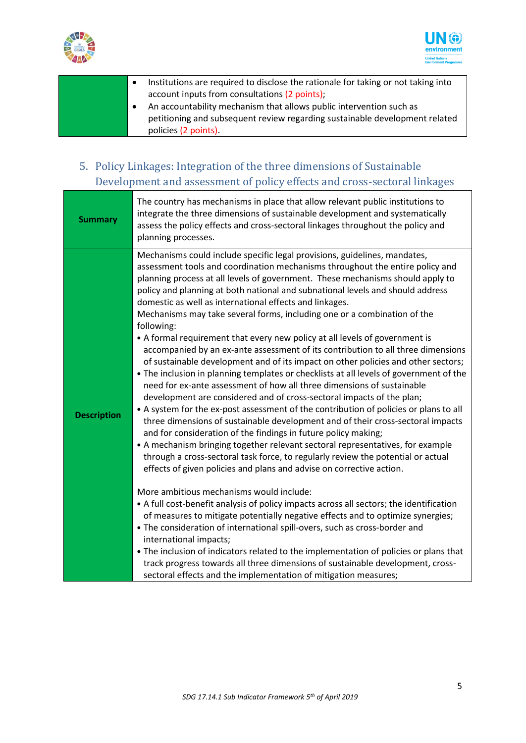| | |
|---|---|
| | • Institutions are required to disclose the rationale for taking or not taking into account inputs from consultations (2 points);<br>• An accountability mechanism that allows public intervention such as petitioning and subsequent review regarding sustainable development related policies (2 points). |

## 5. Policy Linkages: Integration of the three dimensions of Sustainable Development and assessment of policy effects and cross-sectoral linkages

| | |
|---|---|
| **Summary** | The country has mechanisms in place that allow relevant public institutions to integrate the three dimensions of sustainable development and systematically assess the policy effects and cross-sectoral linkages throughout the policy and planning processes. |
| **Description** | Mechanisms could include specific legal provisions, guidelines, mandates, assessment tools and coordination mechanisms throughout the entire policy and planning process at all levels of government. These mechanisms should apply to policy and planning at both national and subnational levels and should address domestic as well as international effects and linkages.<br>Mechanisms may take several forms, including one or a combination of the following:<br>• A formal requirement that every new policy at all levels of government is accompanied by an ex-ante assessment of its contribution to all three dimensions of sustainable development and of its impact on other policies and other sectors;<br>• The inclusion in planning templates or checklists at all levels of government of the need for ex-ante assessment of how all three dimensions of sustainable development are considered and of cross-sectoral impacts of the plan;<br>• A system for the ex-post assessment of the contribution of policies or plans to all three dimensions of sustainable development and of their cross-sectoral impacts and for consideration of the findings in future policy making;<br>• A mechanism bringing together relevant sectoral representatives, for example through a cross-sectoral task force, to regularly review the potential or actual effects of given policies and plans and advise on corrective action.<br><br>More ambitious mechanisms would include:<br>• A full cost-benefit analysis of policy impacts across all sectors; the identification of measures to mitigate potentially negative effects and to optimize synergies;<br>• The consideration of international spill-overs, such as cross-border and international impacts;<br>• The inclusion of indicators related to the implementation of policies or plans that track progress towards all three dimensions of sustainable development, cross-sectoral effects and the implementation of mitigation measures; |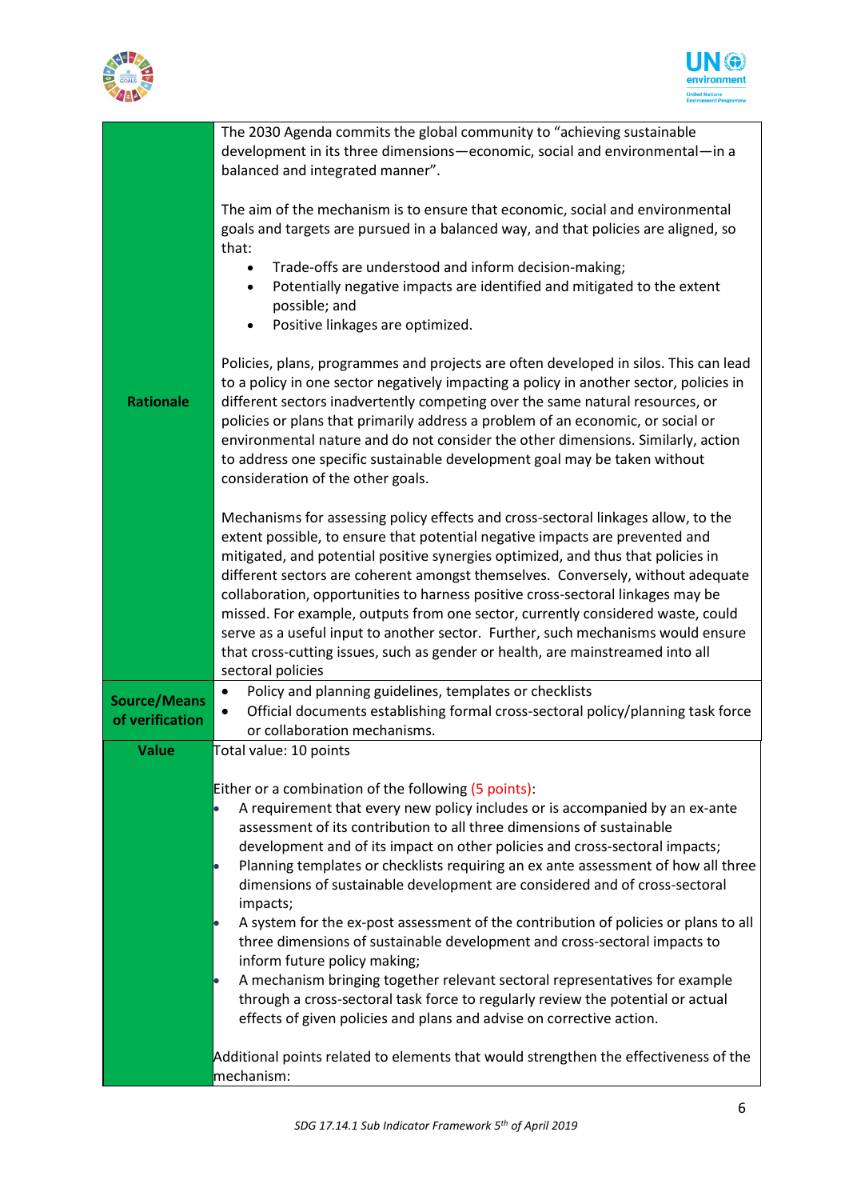| | |
|---|---|
| **Rationale** | The 2030 Agenda commits the global community to "achieving sustainable development in its three dimensions—economic, social and environmental—in a balanced and integrated manner".<br><br>The aim of the mechanism is to ensure that economic, social and environmental goals and targets are pursued in a balanced way, and that policies are aligned, so that:<br>• Trade-offs are understood and inform decision-making;<br>• Potentially negative impacts are identified and mitigated to the extent possible; and<br>• Positive linkages are optimized.<br><br>Policies, plans, programmes and projects are often developed in silos. This can lead to a policy in one sector negatively impacting a policy in another sector, policies in different sectors inadvertently competing over the same natural resources, or policies or plans that primarily address a problem of an economic, or social or environmental nature and do not consider the other dimensions. Similarly, action to address one specific sustainable development goal may be taken without consideration of the other goals.<br><br>Mechanisms for assessing policy effects and cross-sectoral linkages allow, to the extent possible, to ensure that potential negative impacts are prevented and mitigated, and potential positive synergies optimized, and thus that policies in different sectors are coherent amongst themselves. Conversely, without adequate collaboration, opportunities to harness positive cross-sectoral linkages may be missed. For example, outputs from one sector, currently considered waste, could serve as a useful input to another sector. Further, such mechanisms would ensure that cross-cutting issues, such as gender or health, are mainstreamed into all sectoral policies |
| **Source/Means of verification** | • Policy and planning guidelines, templates or checklists<br>• Official documents establishing formal cross-sectoral policy/planning task force or collaboration mechanisms. |
| **Value** | Total value: 10 points<br><br>Either or a combination of the following (5 points):<br>• A requirement that every new policy includes or is accompanied by an ex-ante assessment of its contribution to all three dimensions of sustainable development and of its impact on other policies and cross-sectoral impacts;<br>• Planning templates or checklists requiring an ex ante assessment of how all three dimensions of sustainable development are considered and of cross-sectoral impacts;<br>• A system for the ex-post assessment of the contribution of policies or plans to all three dimensions of sustainable development and cross-sectoral impacts to inform future policy making;<br>• A mechanism bringing together relevant sectoral representatives for example through a cross-sectoral task force to regularly review the potential or actual effects of given policies and plans and advise on corrective action.<br><br>Additional points related to elements that would strengthen the effectiveness of the mechanism: |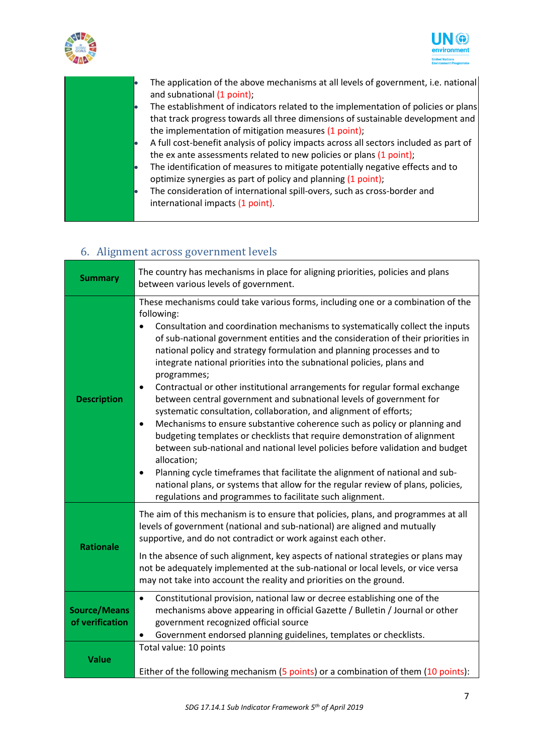| | |
|---|---|
| | • The application of the above mechanisms at all levels of government, i.e. national and subnational (1 point);<br>• The establishment of indicators related to the implementation of policies or plans that track progress towards all three dimensions of sustainable development and the implementation of mitigation measures (1 point);<br>• A full cost-benefit analysis of policy impacts across all sectors included as part of the ex ante assessments related to new policies or plans (1 point);<br>• The identification of measures to mitigate potentially negative effects and to optimize synergies as part of policy and planning (1 point);<br>• The consideration of international spill-overs, such as cross-border and international impacts (1 point). |

## 6. Alignment across government levels

| | |
|---|---|
| **Summary** | The country has mechanisms in place for aligning priorities, policies and plans between various levels of government. |
| **Description** | These mechanisms could take various forms, including one or a combination of the following:<br>• Consultation and coordination mechanisms to systematically collect the inputs of sub-national government entities and the consideration of their priorities in national policy and strategy formulation and planning processes and to integrate national priorities into the subnational policies, plans and programmes;<br>• Contractual or other institutional arrangements for regular formal exchange between central government and subnational levels of government for systematic consultation, collaboration, and alignment of efforts;<br>• Mechanisms to ensure substantive coherence such as policy or planning and budgeting templates or checklists that require demonstration of alignment between sub-national and national level policies before validation and budget allocation;<br>• Planning cycle timeframes that facilitate the alignment of national and sub-national plans, or systems that allow for the regular review of plans, policies, regulations and programmes to facilitate such alignment. |
| **Rationale** | The aim of this mechanism is to ensure that policies, plans, and programmes at all levels of government (national and sub-national) are aligned and mutually supportive, and do not contradict or work against each other.<br><br>In the absence of such alignment, key aspects of national strategies or plans may not be adequately implemented at the sub-national or local levels, or vice versa may not take into account the reality and priorities on the ground. |
| **Source/Means of verification** | • Constitutional provision, national law or decree establishing one of the mechanisms above appearing in official Gazette / Bulletin / Journal or other government recognized official source<br>• Government endorsed planning guidelines, templates or checklists. |
| **Value** | Total value: 10 points<br><br>Either of the following mechanism (5 points) or a combination of them (10 points): |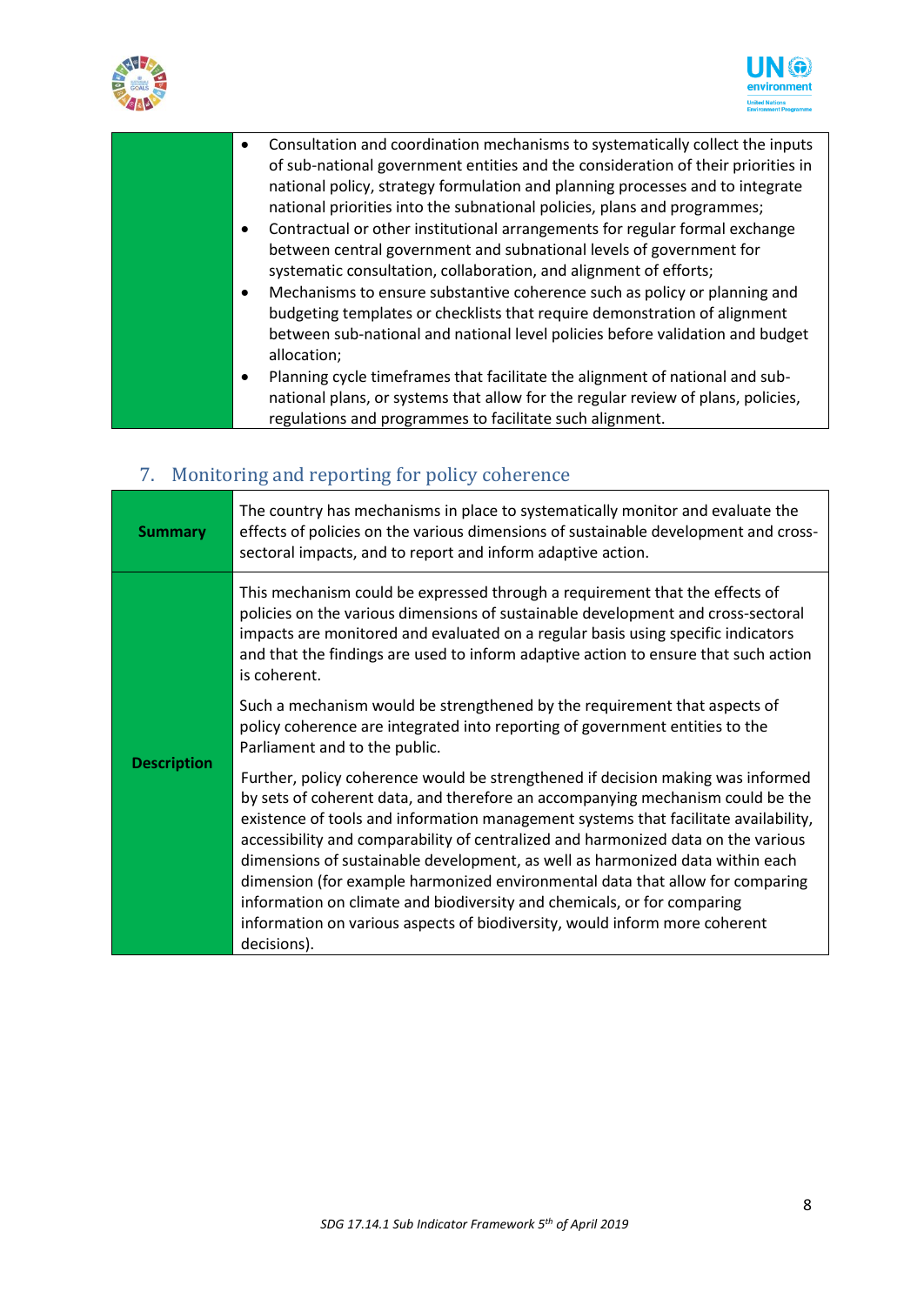| | |
|---|---|
| | • Consultation and coordination mechanisms to systematically collect the inputs of sub-national government entities and the consideration of their priorities in national policy, strategy formulation and planning processes and to integrate national priorities into the subnational policies, plans and programmes;<br>• Contractual or other institutional arrangements for regular formal exchange between central government and subnational levels of government for systematic consultation, collaboration, and alignment of efforts;<br>• Mechanisms to ensure substantive coherence such as policy or planning and budgeting templates or checklists that require demonstration of alignment between sub-national and national level policies before validation and budget allocation;<br>• Planning cycle timeframes that facilitate the alignment of national and sub-national plans, or systems that allow for the regular review of plans, policies, regulations and programmes to facilitate such alignment. |

## 7. Monitoring and reporting for policy coherence

| | |
|---|---|
| **Summary** | The country has mechanisms in place to systematically monitor and evaluate the effects of policies on the various dimensions of sustainable development and cross-sectoral impacts, and to report and inform adaptive action. |
| **Description** | This mechanism could be expressed through a requirement that the effects of policies on the various dimensions of sustainable development and cross-sectoral impacts are monitored and evaluated on a regular basis using specific indicators and that the findings are used to inform adaptive action to ensure that such action is coherent.<br><br>Such a mechanism would be strengthened by the requirement that aspects of policy coherence are integrated into reporting of government entities to the Parliament and to the public.<br><br>Further, policy coherence would be strengthened if decision making was informed by sets of coherent data, and therefore an accompanying mechanism could be the existence of tools and information management systems that facilitate availability, accessibility and comparability of centralized and harmonized data on the various dimensions of sustainable development, as well as harmonized data within each dimension (for example harmonized environmental data that allow for comparing information on climate and biodiversity and chemicals, or for comparing information on various aspects of biodiversity, would inform more coherent decisions). |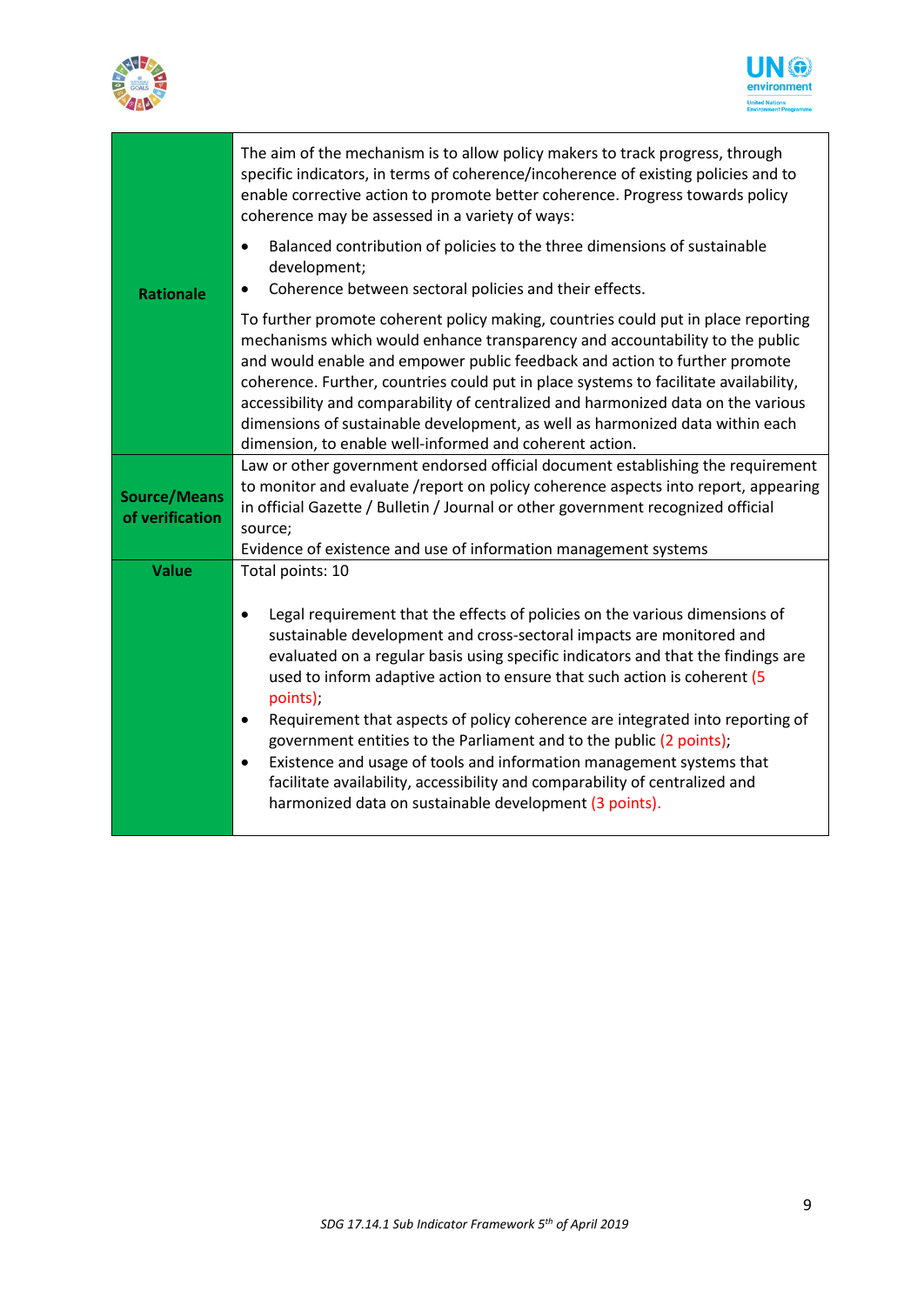| | |
|---|---|
| **Rationale** | The aim of the mechanism is to allow policy makers to track progress, through specific indicators, in terms of coherence/incoherence of existing policies and to enable corrective action to promote better coherence. Progress towards policy coherence may be assessed in a variety of ways:<br><br>• Balanced contribution of policies to the three dimensions of sustainable development;<br>• Coherence between sectoral policies and their effects.<br><br>To further promote coherent policy making, countries could put in place reporting mechanisms which would enhance transparency and accountability to the public and would enable and empower public feedback and action to further promote coherence. Further, countries could put in place systems to facilitate availability, accessibility and comparability of centralized and harmonized data on the various dimensions of sustainable development, as well as harmonized data within each dimension, to enable well-informed and coherent action. |
| **Source/Means of verification** | Law or other government endorsed official document establishing the requirement to monitor and evaluate /report on policy coherence aspects into report, appearing in official Gazette / Bulletin / Journal or other government recognized official source;<br>Evidence of existence and use of information management systems |
| **Value** | Total points: 10<br><br>• Legal requirement that the effects of policies on the various dimensions of sustainable development and cross-sectoral impacts are monitored and evaluated on a regular basis using specific indicators and that the findings are used to inform adaptive action to ensure that such action is coherent (5 points);<br>• Requirement that aspects of policy coherence are integrated into reporting of government entities to the Parliament and to the public (2 points);<br>• Existence and usage of tools and information management systems that facilitate availability, accessibility and comparability of centralized and harmonized data on sustainable development (3 points). |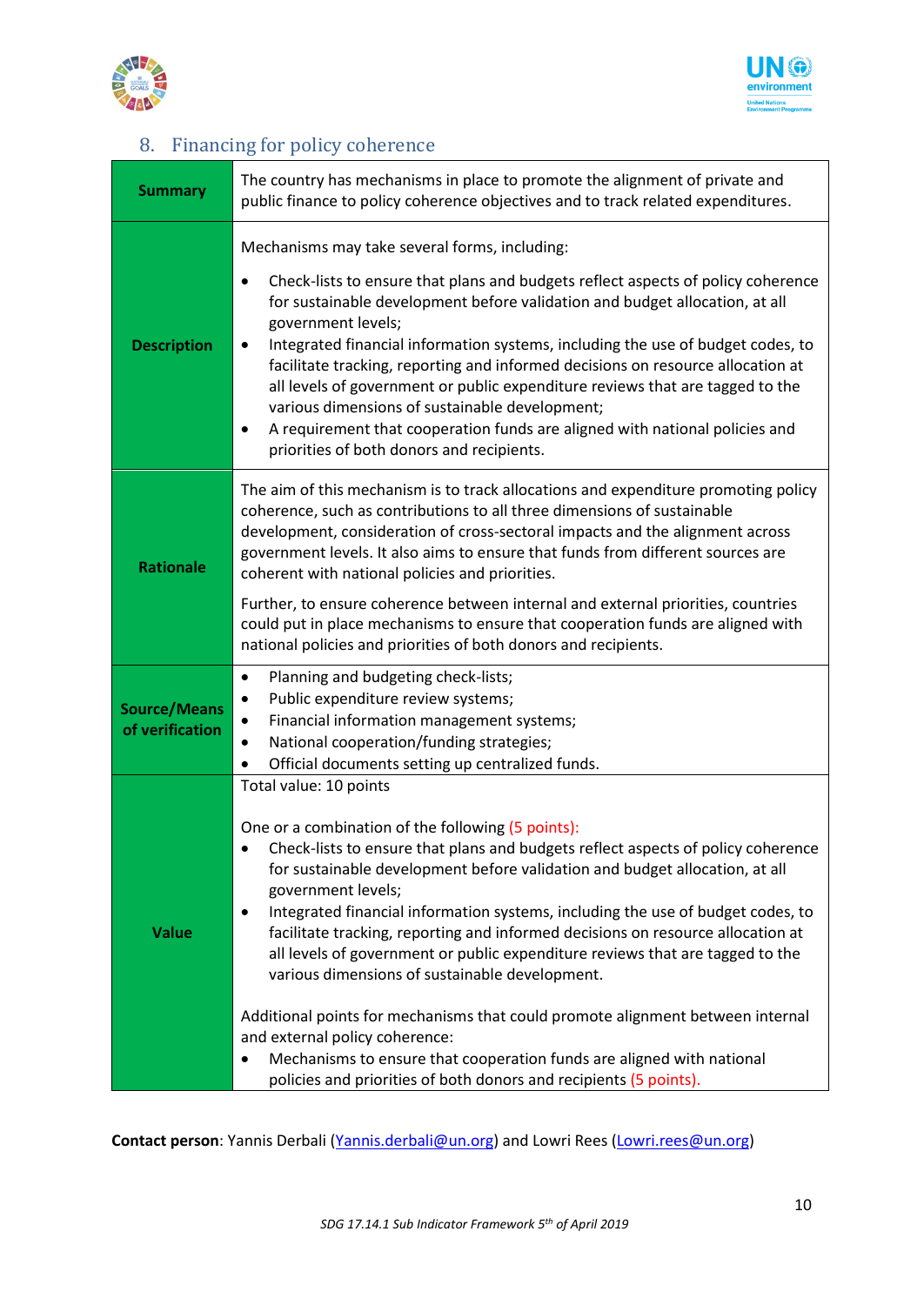## 8. Financing for policy coherence

| | |
|---|---|
| **Summary** | The country has mechanisms in place to promote the alignment of private and public finance to policy coherence objectives and to track related expenditures. |
| **Description** | Mechanisms may take several forms, including:<br>• Check-lists to ensure that plans and budgets reflect aspects of policy coherence for sustainable development before validation and budget allocation, at all government levels;<br>• Integrated financial information systems, including the use of budget codes, to facilitate tracking, reporting and informed decisions on resource allocation at all levels of government or public expenditure reviews that are tagged to the various dimensions of sustainable development;<br>• A requirement that cooperation funds are aligned with national policies and priorities of both donors and recipients. |
| **Rationale** | The aim of this mechanism is to track allocations and expenditure promoting policy coherence, such as contributions to all three dimensions of sustainable development, consideration of cross-sectoral impacts and the alignment across government levels. It also aims to ensure that funds from different sources are coherent with national policies and priorities.<br><br>Further, to ensure coherence between internal and external priorities, countries could put in place mechanisms to ensure that cooperation funds are aligned with national policies and priorities of both donors and recipients. |
| **Source/Means of verification** | • Planning and budgeting check-lists;<br>• Public expenditure review systems;<br>• Financial information management systems;<br>• National cooperation/funding strategies;<br>• Official documents setting up centralized funds. |
| **Value** | Total value: 10 points<br><br>One or a combination of the following (5 points):<br>• Check-lists to ensure that plans and budgets reflect aspects of policy coherence for sustainable development before validation and budget allocation, at all government levels;<br>• Integrated financial information systems, including the use of budget codes, to facilitate tracking, reporting and informed decisions on resource allocation at all levels of government or public expenditure reviews that are tagged to the various dimensions of sustainable development.<br><br>Additional points for mechanisms that could promote alignment between internal and external policy coherence:<br>• Mechanisms to ensure that cooperation funds are aligned with national policies and priorities of both donors and recipients (5 points). |

**Contact person**: Yannis Derbali (Yannis.derbali@un.org) and Lowri Rees (Lowri.rees@un.org)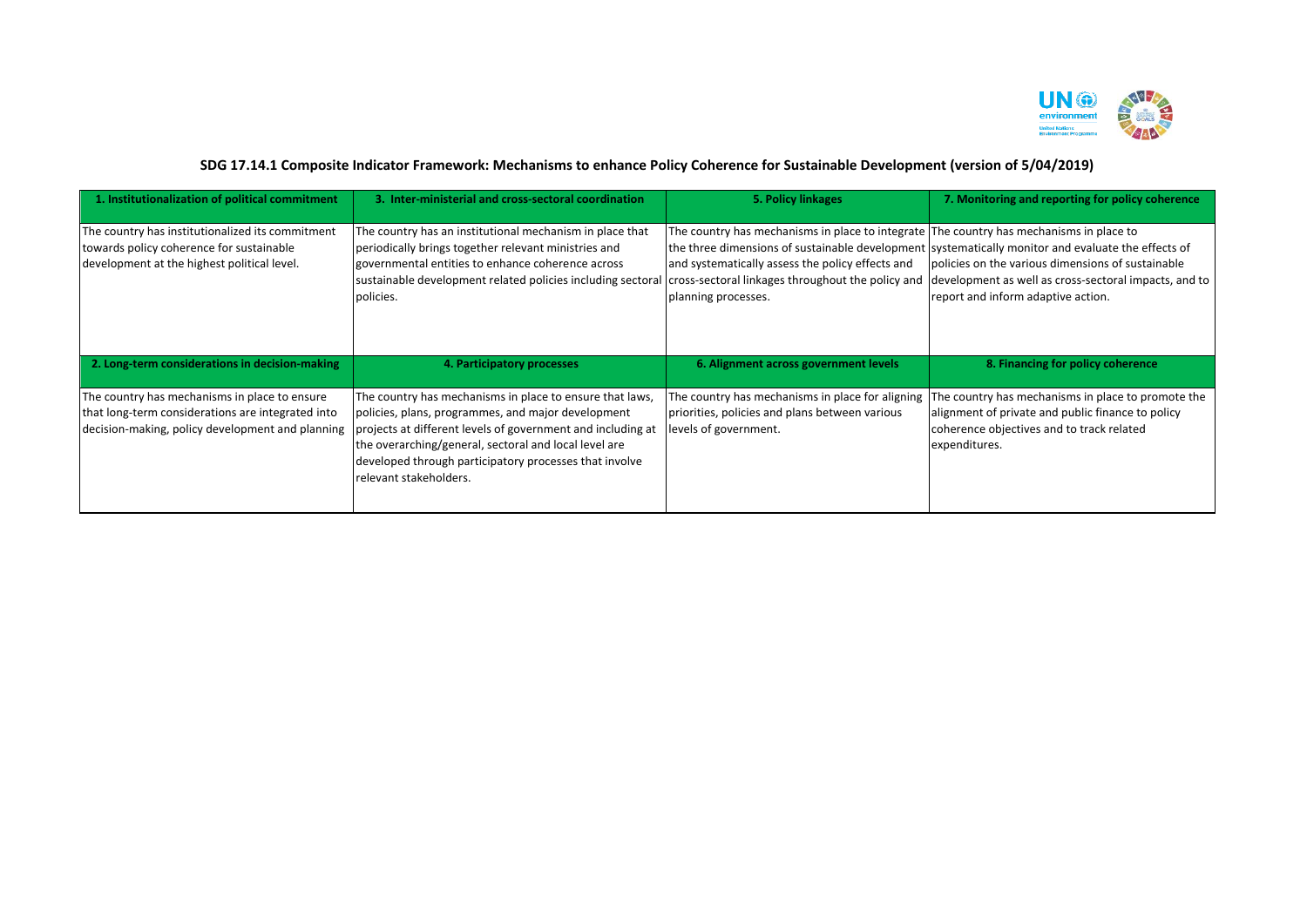## SDG 17.14.1 Composite Indicator Framework: Mechanisms to enhance Policy Coherence for Sustainable Development (version of 5/04/2019)

| 1. Institutionalization of political commitment | 3. Inter-ministerial and cross-sectoral coordination | 5. Policy linkages | 7. Monitoring and reporting for policy coherence |
|---|---|---|---|
| The country has institutionalized its commitment towards policy coherence for sustainable development at the highest political level. | The country has an institutional mechanism in place that periodically brings together relevant ministries and governmental entities to enhance coherence across sustainable development related policies including sectoral policies. | The country has mechanisms in place to integrate the three dimensions of sustainable development and systematically assess the policy effects and cross-sectoral linkages throughout the policy and planning processes. | The country has mechanisms in place to systematically monitor and evaluate the effects of policies on the various dimensions of sustainable development as well as cross-sectoral impacts, and to report and inform adaptive action. |
| **2. Long-term considerations in decision-making** | **4. Participatory processes** | **6. Alignment across government levels** | **8. Financing for policy coherence** |
| The country has mechanisms in place to ensure that long-term considerations are integrated into decision-making, policy development and planning | The country has mechanisms in place to ensure that laws, policies, plans, programmes, and major development projects at different levels of government and including at the overarching/general, sectoral and local level are developed through participatory processes that involve relevant stakeholders. | The country has mechanisms in place for aligning priorities, policies and plans between various levels of government. | The country has mechanisms in place to promote the alignment of private and public finance to policy coherence objectives and to track related expenditures. |